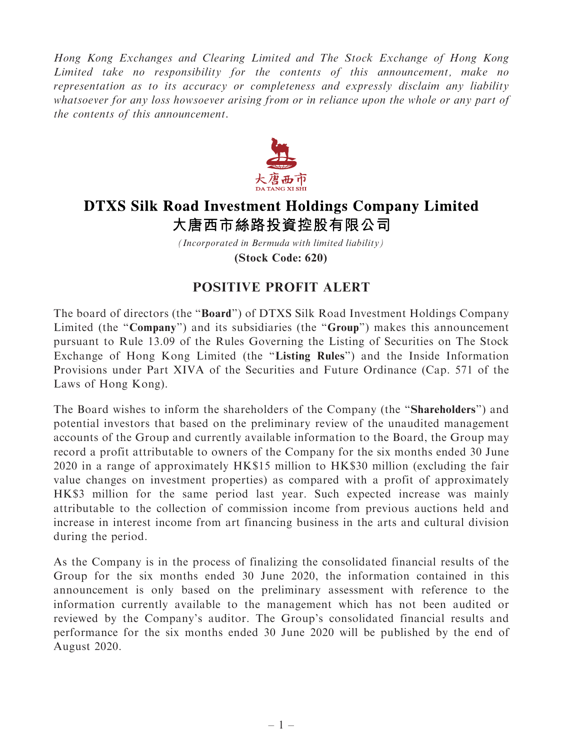*Hong Kong Exchanges and Clearing Limited and The Stock Exchange of Hong Kong Limited take no responsibility for the contents of this announcement, make no representation as to its accuracy or completeness and expressly disclaim any liability whatsoever for any loss howsoever arising from or in reliance upon the whole or any part of the contents of this announcement.*

# DTXS Silk Road Investment Holdings Company Limited
# 大唐西市絲路投資控股有限公司

*(Incorporated in Bermuda with limited liability)*

**(Stock Code: 620)**

## POSITIVE PROFIT ALERT

The board of directors (the "**Board**") of DTXS Silk Road Investment Holdings Company Limited (the "**Company**") and its subsidiaries (the "**Group**") makes this announcement pursuant to Rule 13.09 of the Rules Governing the Listing of Securities on The Stock Exchange of Hong Kong Limited (the "**Listing Rules**") and the Inside Information Provisions under Part XIVA of the Securities and Future Ordinance (Cap. 571 of the Laws of Hong Kong).

The Board wishes to inform the shareholders of the Company (the "**Shareholders**") and potential investors that based on the preliminary review of the unaudited management accounts of the Group and currently available information to the Board, the Group may record a profit attributable to owners of the Company for the six months ended 30 June 2020 in a range of approximately HK$15 million to HK$30 million (excluding the fair value changes on investment properties) as compared with a profit of approximately HK$3 million for the same period last year. Such expected increase was mainly attributable to the collection of commission income from previous auctions held and increase in interest income from art financing business in the arts and cultural division during the period.

As the Company is in the process of finalizing the consolidated financial results of the Group for the six months ended 30 June 2020, the information contained in this announcement is only based on the preliminary assessment with reference to the information currently available to the management which has not been audited or reviewed by the Company's auditor. The Group's consolidated financial results and performance for the six months ended 30 June 2020 will be published by the end of August 2020.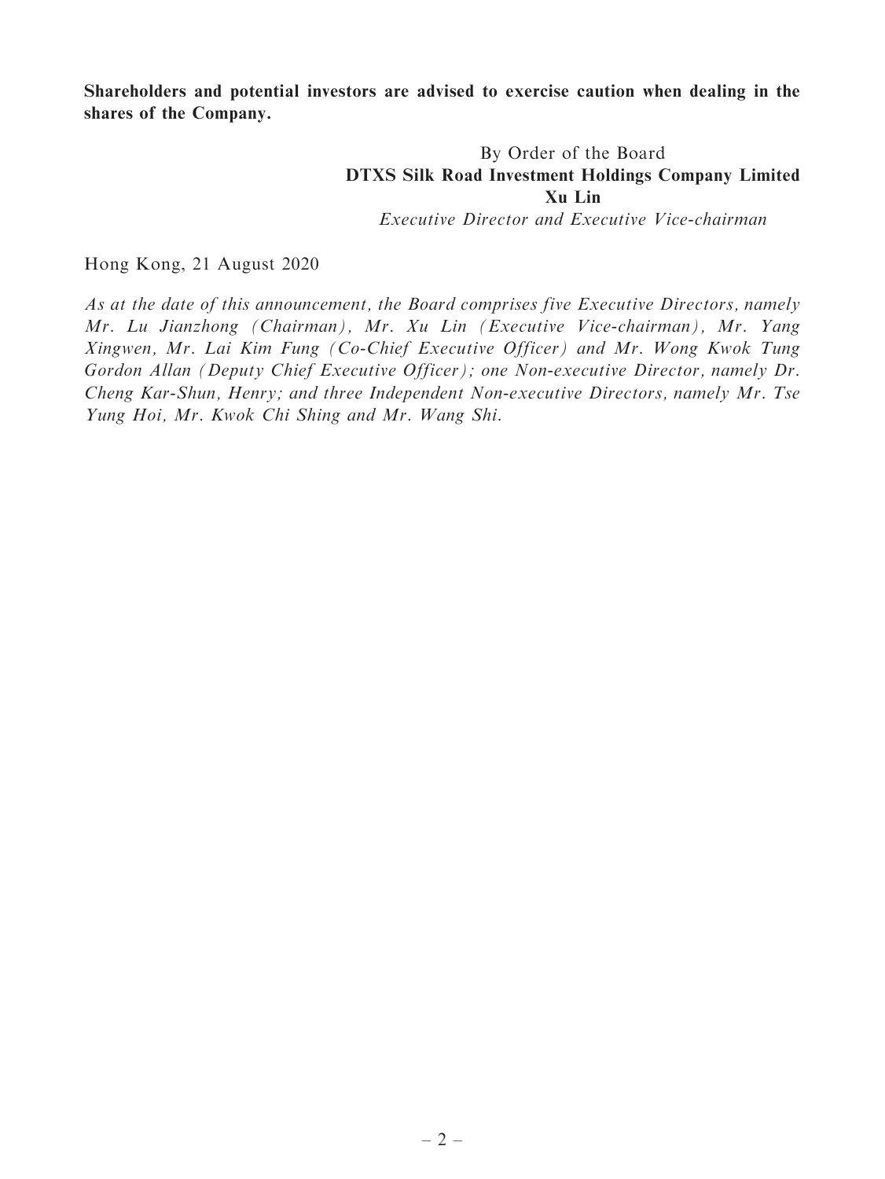**Shareholders and potential investors are advised to exercise caution when dealing in the shares of the Company.**

By Order of the Board
**DTXS Silk Road Investment Holdings Company Limited**
**Xu Lin**
*Executive Director and Executive Vice-chairman*

Hong Kong, 21 August 2020

*As at the date of this announcement, the Board comprises five Executive Directors, namely Mr. Lu Jianzhong (Chairman), Mr. Xu Lin (Executive Vice-chairman), Mr. Yang Xingwen, Mr. Lai Kim Fung (Co-Chief Executive Officer) and Mr. Wong Kwok Tung Gordon Allan (Deputy Chief Executive Officer); one Non-executive Director, namely Dr. Cheng Kar-Shun, Henry; and three Independent Non-executive Directors, namely Mr. Tse Yung Hoi, Mr. Kwok Chi Shing and Mr. Wang Shi.*